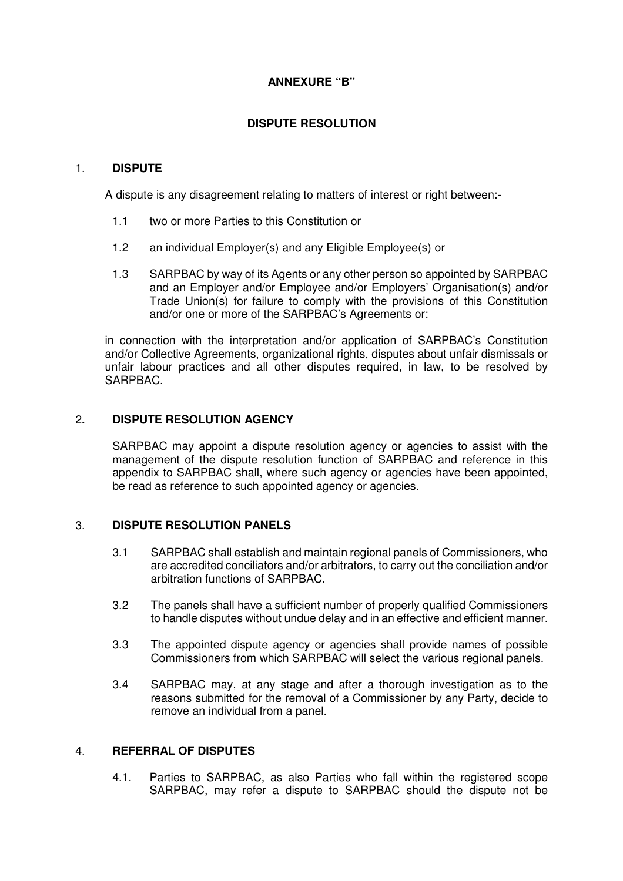# ANNEXURE "B"

## DISPUTE RESOLUTION

### 1. DISPUTE

A dispute is any disagreement relating to matters of interest or right between:-

1.1 two or more Parties to this Constitution or

1.2 an individual Employer(s) and any Eligible Employee(s) or

1.3 SARPBAC by way of its Agents or any other person so appointed by SARPBAC and an Employer and/or Employee and/or Employers' Organisation(s) and/or Trade Union(s) for failure to comply with the provisions of this Constitution and/or one or more of the SARPBAC's Agreements or:

in connection with the interpretation and/or application of SARPBAC's Constitution and/or Collective Agreements, organizational rights, disputes about unfair dismissals or unfair labour practices and all other disputes required, in law, to be resolved by SARPBAC.

### 2. DISPUTE RESOLUTION AGENCY

SARPBAC may appoint a dispute resolution agency or agencies to assist with the management of the dispute resolution function of SARPBAC and reference in this appendix to SARPBAC shall, where such agency or agencies have been appointed, be read as reference to such appointed agency or agencies.

### 3. DISPUTE RESOLUTION PANELS

3.1 SARPBAC shall establish and maintain regional panels of Commissioners, who are accredited conciliators and/or arbitrators, to carry out the conciliation and/or arbitration functions of SARPBAC.

3.2 The panels shall have a sufficient number of properly qualified Commissioners to handle disputes without undue delay and in an effective and efficient manner.

3.3 The appointed dispute agency or agencies shall provide names of possible Commissioners from which SARPBAC will select the various regional panels.

3.4 SARPBAC may, at any stage and after a thorough investigation as to the reasons submitted for the removal of a Commissioner by any Party, decide to remove an individual from a panel.

### 4. REFERRAL OF DISPUTES

4.1. Parties to SARPBAC, as also Parties who fall within the registered scope SARPBAC, may refer a dispute to SARPBAC should the dispute not be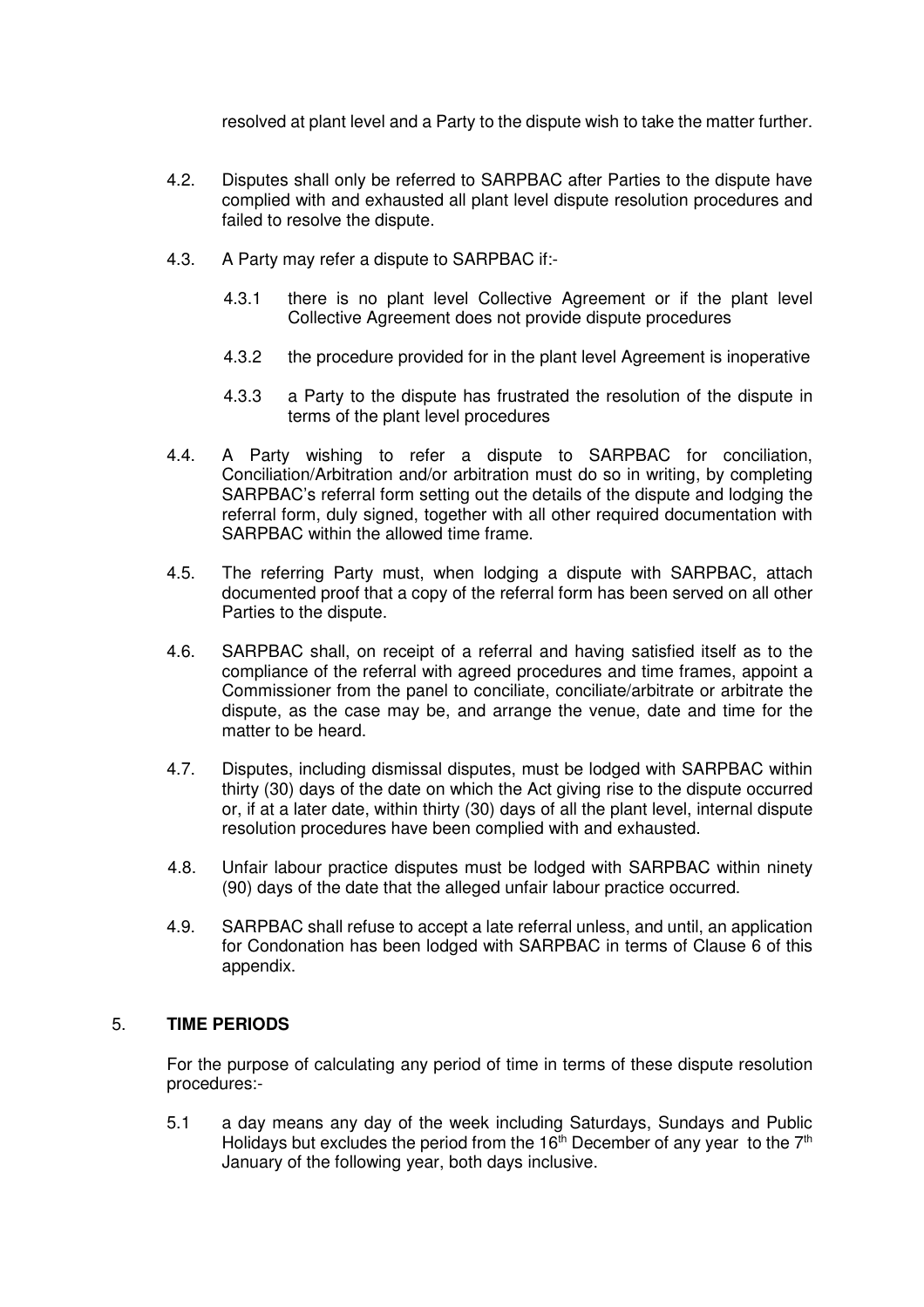resolved at plant level and a Party to the dispute wish to take the matter further.

4.2. Disputes shall only be referred to SARPBAC after Parties to the dispute have complied with and exhausted all plant level dispute resolution procedures and failed to resolve the dispute.

4.3. A Party may refer a dispute to SARPBAC if:-

  4.3.1 there is no plant level Collective Agreement or if the plant level Collective Agreement does not provide dispute procedures

  4.3.2 the procedure provided for in the plant level Agreement is inoperative

  4.3.3 a Party to the dispute has frustrated the resolution of the dispute in terms of the plant level procedures

4.4. A Party wishing to refer a dispute to SARPBAC for conciliation, Conciliation/Arbitration and/or arbitration must do so in writing, by completing SARPBAC's referral form setting out the details of the dispute and lodging the referral form, duly signed, together with all other required documentation with SARPBAC within the allowed time frame.

4.5. The referring Party must, when lodging a dispute with SARPBAC, attach documented proof that a copy of the referral form has been served on all other Parties to the dispute.

4.6. SARPBAC shall, on receipt of a referral and having satisfied itself as to the compliance of the referral with agreed procedures and time frames, appoint a Commissioner from the panel to conciliate, conciliate/arbitrate or arbitrate the dispute, as the case may be, and arrange the venue, date and time for the matter to be heard.

4.7. Disputes, including dismissal disputes, must be lodged with SARPBAC within thirty (30) days of the date on which the Act giving rise to the dispute occurred or, if at a later date, within thirty (30) days of all the plant level, internal dispute resolution procedures have been complied with and exhausted.

4.8. Unfair labour practice disputes must be lodged with SARPBAC within ninety (90) days of the date that the alleged unfair labour practice occurred.

4.9. SARPBAC shall refuse to accept a late referral unless, and until, an application for Condonation has been lodged with SARPBAC in terms of Clause 6 of this appendix.

## 5. TIME PERIODS

For the purpose of calculating any period of time in terms of these dispute resolution procedures:-

5.1 a day means any day of the week including Saturdays, Sundays and Public Holidays but excludes the period from the 16th December of any year to the 7th January of the following year, both days inclusive.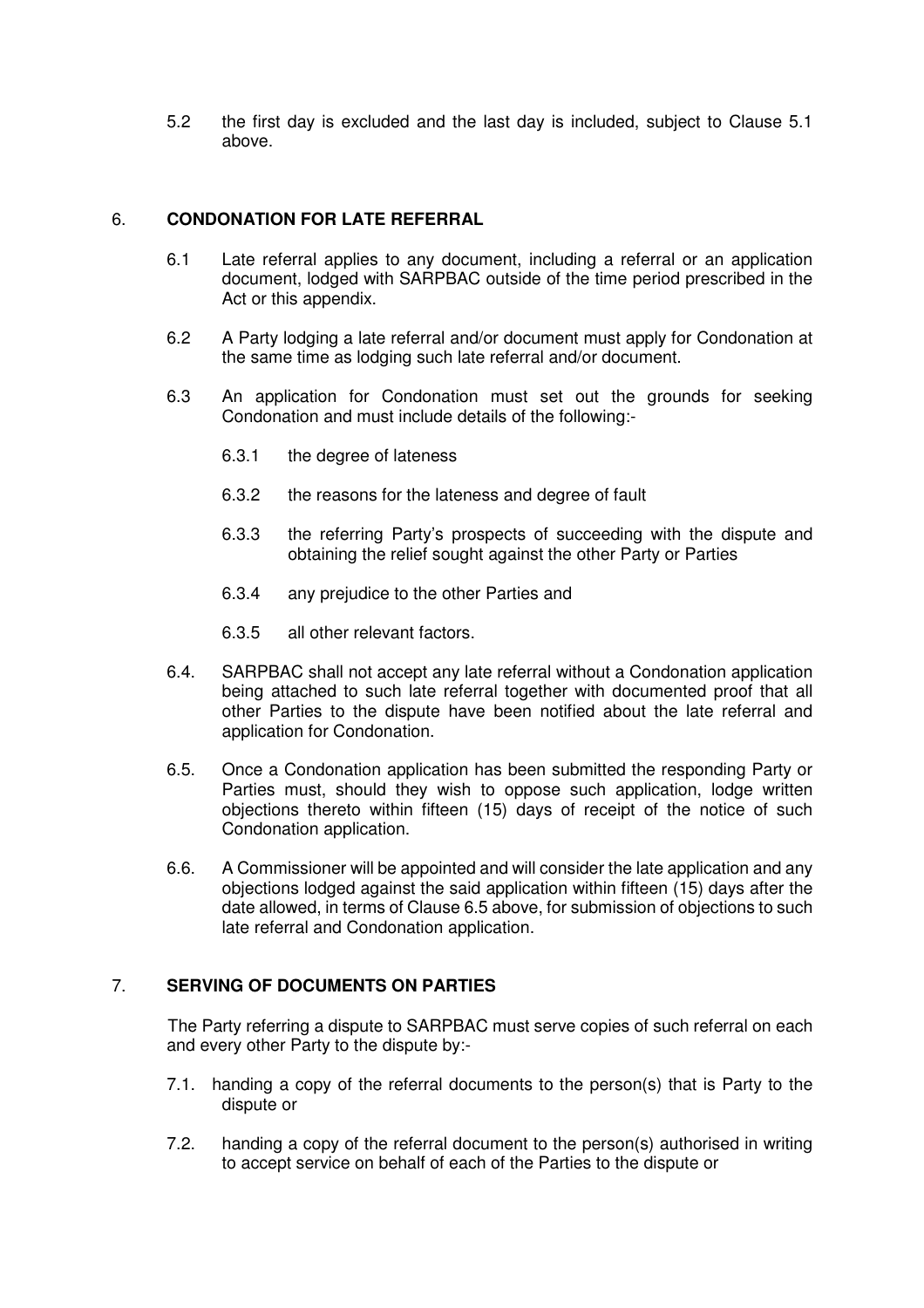5.2 the first day is excluded and the last day is included, subject to Clause 5.1 above.

## 6. CONDONATION FOR LATE REFERRAL

6.1 Late referral applies to any document, including a referral or an application document, lodged with SARPBAC outside of the time period prescribed in the Act or this appendix.

6.2 A Party lodging a late referral and/or document must apply for Condonation at the same time as lodging such late referral and/or document.

6.3 An application for Condonation must set out the grounds for seeking Condonation and must include details of the following:-

6.3.1 the degree of lateness

6.3.2 the reasons for the lateness and degree of fault

6.3.3 the referring Party's prospects of succeeding with the dispute and obtaining the relief sought against the other Party or Parties

6.3.4 any prejudice to the other Parties and

6.3.5 all other relevant factors.

6.4. SARPBAC shall not accept any late referral without a Condonation application being attached to such late referral together with documented proof that all other Parties to the dispute have been notified about the late referral and application for Condonation.

6.5. Once a Condonation application has been submitted the responding Party or Parties must, should they wish to oppose such application, lodge written objections thereto within fifteen (15) days of receipt of the notice of such Condonation application.

6.6. A Commissioner will be appointed and will consider the late application and any objections lodged against the said application within fifteen (15) days after the date allowed, in terms of Clause 6.5 above, for submission of objections to such late referral and Condonation application.

## 7. SERVING OF DOCUMENTS ON PARTIES

The Party referring a dispute to SARPBAC must serve copies of such referral on each and every other Party to the dispute by:-

7.1. handing a copy of the referral documents to the person(s) that is Party to the dispute or

7.2. handing a copy of the referral document to the person(s) authorised in writing to accept service on behalf of each of the Parties to the dispute or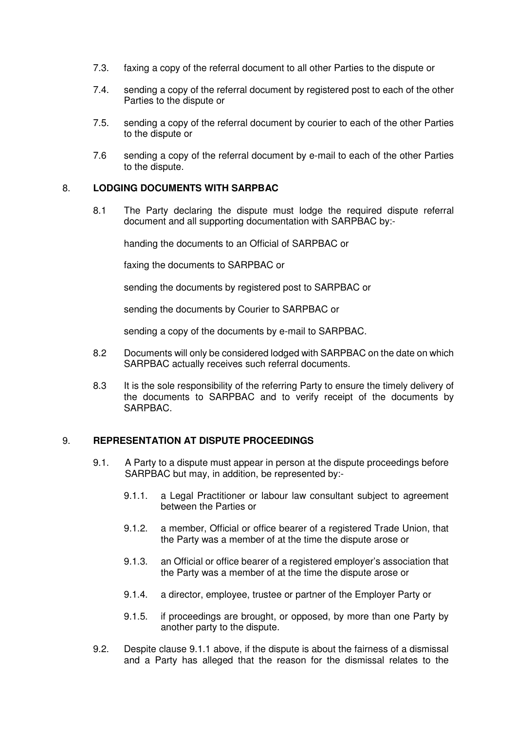7.3. faxing a copy of the referral document to all other Parties to the dispute or

7.4. sending a copy of the referral document by registered post to each of the other Parties to the dispute or

7.5. sending a copy of the referral document by courier to each of the other Parties to the dispute or

7.6 sending a copy of the referral document by e-mail to each of the other Parties to the dispute.

## 8. LODGING DOCUMENTS WITH SARPBAC

8.1 The Party declaring the dispute must lodge the required dispute referral document and all supporting documentation with SARPBAC by:-

handing the documents to an Official of SARPBAC or

faxing the documents to SARPBAC or

sending the documents by registered post to SARPBAC or

sending the documents by Courier to SARPBAC or

sending a copy of the documents by e-mail to SARPBAC.

8.2 Documents will only be considered lodged with SARPBAC on the date on which SARPBAC actually receives such referral documents.

8.3 It is the sole responsibility of the referring Party to ensure the timely delivery of the documents to SARPBAC and to verify receipt of the documents by SARPBAC.

## 9. REPRESENTATION AT DISPUTE PROCEEDINGS

9.1. A Party to a dispute must appear in person at the dispute proceedings before SARPBAC but may, in addition, be represented by:-

9.1.1. a Legal Practitioner or labour law consultant subject to agreement between the Parties or

9.1.2. a member, Official or office bearer of a registered Trade Union, that the Party was a member of at the time the dispute arose or

9.1.3. an Official or office bearer of a registered employer's association that the Party was a member of at the time the dispute arose or

9.1.4. a director, employee, trustee or partner of the Employer Party or

9.1.5. if proceedings are brought, or opposed, by more than one Party by another party to the dispute.

9.2. Despite clause 9.1.1 above, if the dispute is about the fairness of a dismissal and a Party has alleged that the reason for the dismissal relates to the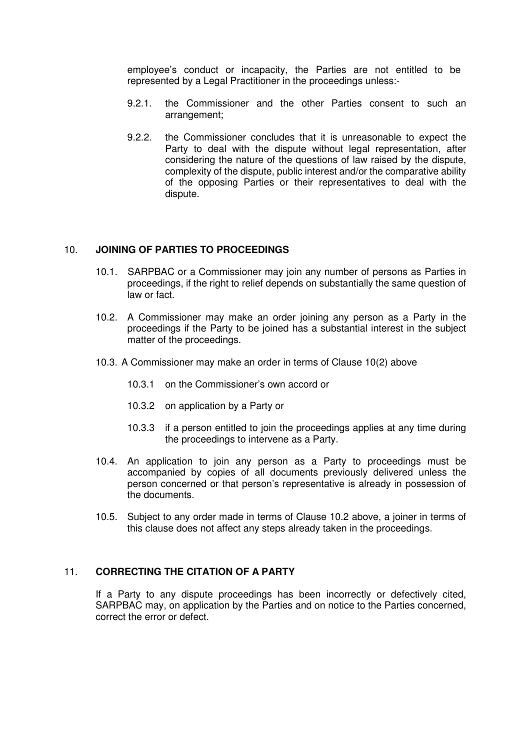employee's conduct or incapacity, the Parties are not entitled to be represented by a Legal Practitioner in the proceedings unless:-

9.2.1. the Commissioner and the other Parties consent to such an arrangement;

9.2.2. the Commissioner concludes that it is unreasonable to expect the Party to deal with the dispute without legal representation, after considering the nature of the questions of law raised by the dispute, complexity of the dispute, public interest and/or the comparative ability of the opposing Parties or their representatives to deal with the dispute.

## 10. JOINING OF PARTIES TO PROCEEDINGS

10.1. SARPBAC or a Commissioner may join any number of persons as Parties in proceedings, if the right to relief depends on substantially the same question of law or fact.

10.2. A Commissioner may make an order joining any person as a Party in the proceedings if the Party to be joined has a substantial interest in the subject matter of the proceedings.

10.3. A Commissioner may make an order in terms of Clause 10(2) above

10.3.1 on the Commissioner's own accord or

10.3.2 on application by a Party or

10.3.3 if a person entitled to join the proceedings applies at any time during the proceedings to intervene as a Party.

10.4. An application to join any person as a Party to proceedings must be accompanied by copies of all documents previously delivered unless the person concerned or that person's representative is already in possession of the documents.

10.5. Subject to any order made in terms of Clause 10.2 above, a joiner in terms of this clause does not affect any steps already taken in the proceedings.

## 11. CORRECTING THE CITATION OF A PARTY

If a Party to any dispute proceedings has been incorrectly or defectively cited, SARPBAC may, on application by the Parties and on notice to the Parties concerned, correct the error or defect.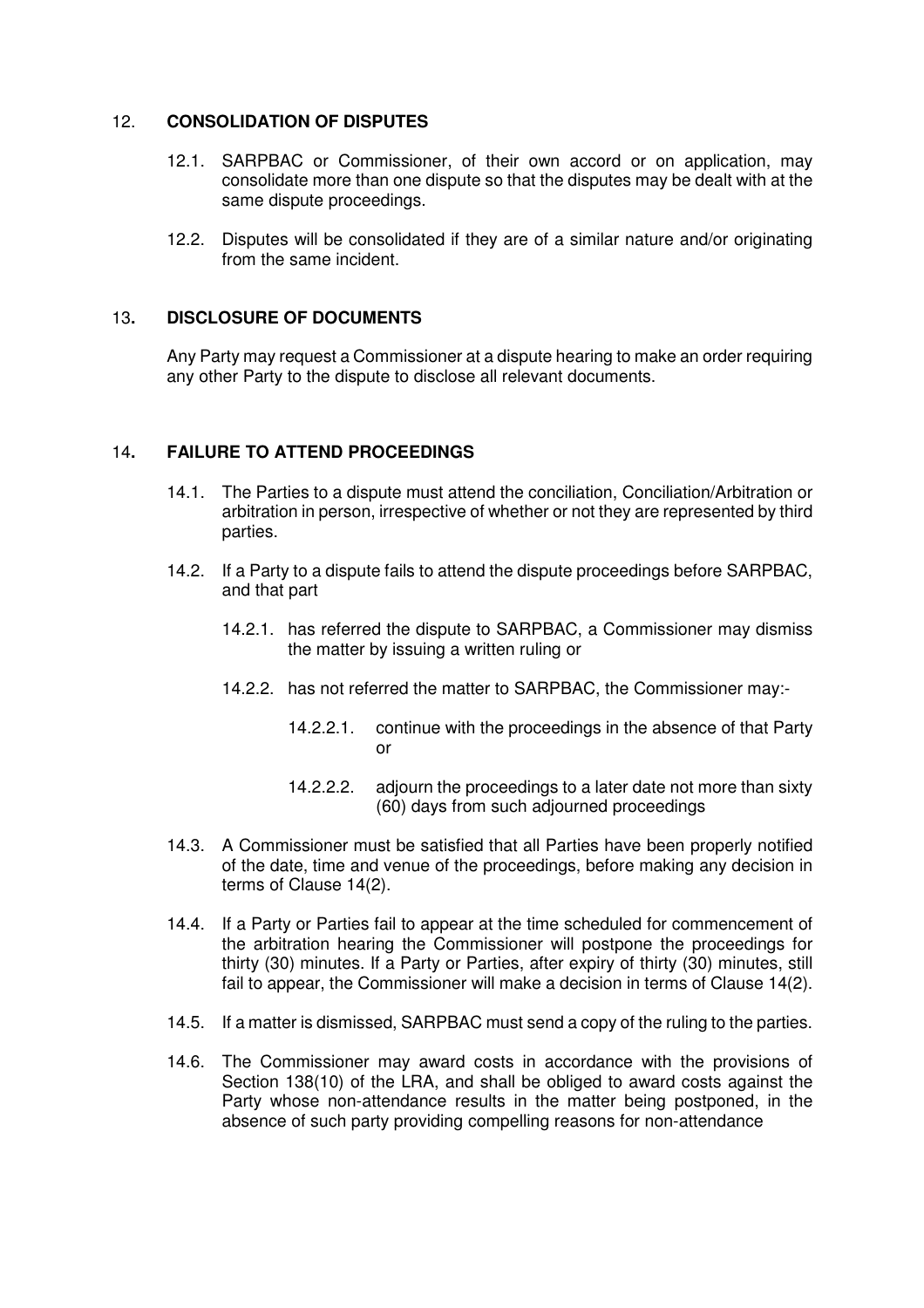## 12. CONSOLIDATION OF DISPUTES

12.1. SARPBAC or Commissioner, of their own accord or on application, may consolidate more than one dispute so that the disputes may be dealt with at the same dispute proceedings.

12.2. Disputes will be consolidated if they are of a similar nature and/or originating from the same incident.

## 13. DISCLOSURE OF DOCUMENTS

Any Party may request a Commissioner at a dispute hearing to make an order requiring any other Party to the dispute to disclose all relevant documents.

## 14. FAILURE TO ATTEND PROCEEDINGS

14.1. The Parties to a dispute must attend the conciliation, Conciliation/Arbitration or arbitration in person, irrespective of whether or not they are represented by third parties.

14.2. If a Party to a dispute fails to attend the dispute proceedings before SARPBAC, and that part

14.2.1. has referred the dispute to SARPBAC, a Commissioner may dismiss the matter by issuing a written ruling or

14.2.2. has not referred the matter to SARPBAC, the Commissioner may:-

14.2.2.1. continue with the proceedings in the absence of that Party or

14.2.2.2. adjourn the proceedings to a later date not more than sixty (60) days from such adjourned proceedings

14.3. A Commissioner must be satisfied that all Parties have been properly notified of the date, time and venue of the proceedings, before making any decision in terms of Clause 14(2).

14.4. If a Party or Parties fail to appear at the time scheduled for commencement of the arbitration hearing the Commissioner will postpone the proceedings for thirty (30) minutes. If a Party or Parties, after expiry of thirty (30) minutes, still fail to appear, the Commissioner will make a decision in terms of Clause 14(2).

14.5. If a matter is dismissed, SARPBAC must send a copy of the ruling to the parties.

14.6. The Commissioner may award costs in accordance with the provisions of Section 138(10) of the LRA, and shall be obliged to award costs against the Party whose non-attendance results in the matter being postponed, in the absence of such party providing compelling reasons for non-attendance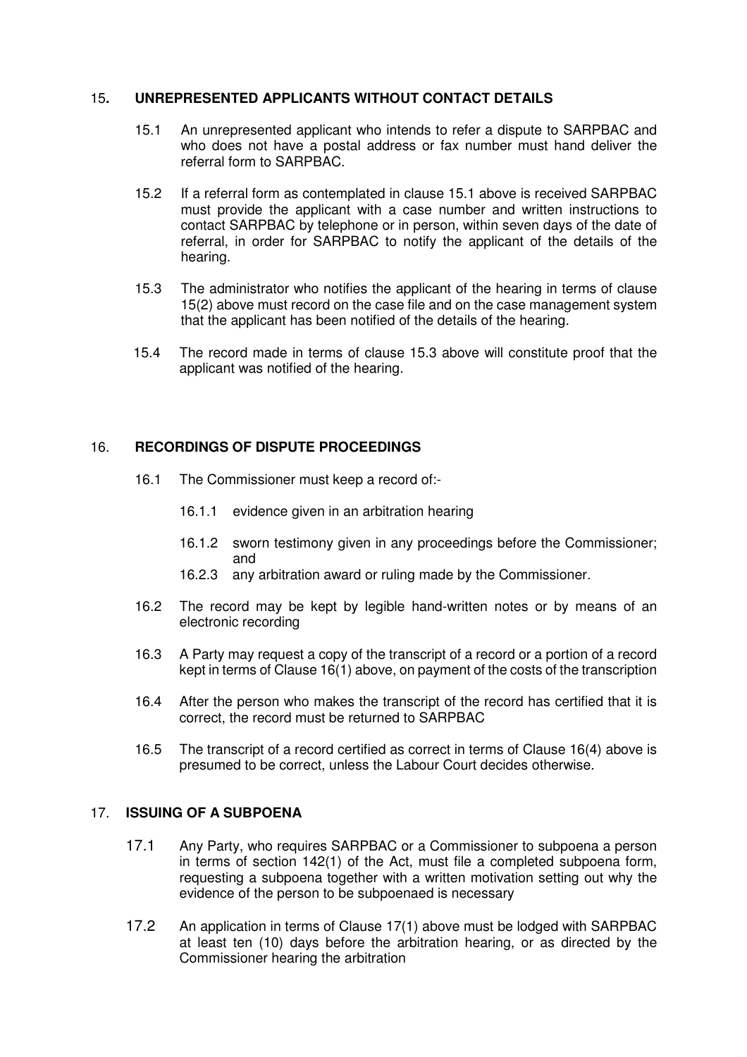## 15. UNREPRESENTED APPLICANTS WITHOUT CONTACT DETAILS

15.1 An unrepresented applicant who intends to refer a dispute to SARPBAC and who does not have a postal address or fax number must hand deliver the referral form to SARPBAC.

15.2 If a referral form as contemplated in clause 15.1 above is received SARPBAC must provide the applicant with a case number and written instructions to contact SARPBAC by telephone or in person, within seven days of the date of referral, in order for SARPBAC to notify the applicant of the details of the hearing.

15.3 The administrator who notifies the applicant of the hearing in terms of clause 15(2) above must record on the case file and on the case management system that the applicant has been notified of the details of the hearing.

15.4 The record made in terms of clause 15.3 above will constitute proof that the applicant was notified of the hearing.

## 16. RECORDINGS OF DISPUTE PROCEEDINGS

16.1 The Commissioner must keep a record of:-

16.1.1 evidence given in an arbitration hearing

16.1.2 sworn testimony given in any proceedings before the Commissioner; and

16.2.3 any arbitration award or ruling made by the Commissioner.

16.2 The record may be kept by legible hand-written notes or by means of an electronic recording

16.3 A Party may request a copy of the transcript of a record or a portion of a record kept in terms of Clause 16(1) above, on payment of the costs of the transcription

16.4 After the person who makes the transcript of the record has certified that it is correct, the record must be returned to SARPBAC

16.5 The transcript of a record certified as correct in terms of Clause 16(4) above is presumed to be correct, unless the Labour Court decides otherwise.

## 17. ISSUING OF A SUBPOENA

17.1 Any Party, who requires SARPBAC or a Commissioner to subpoena a person in terms of section 142(1) of the Act, must file a completed subpoena form, requesting a subpoena together with a written motivation setting out why the evidence of the person to be subpoenaed is necessary

17.2 An application in terms of Clause 17(1) above must be lodged with SARPBAC at least ten (10) days before the arbitration hearing, or as directed by the Commissioner hearing the arbitration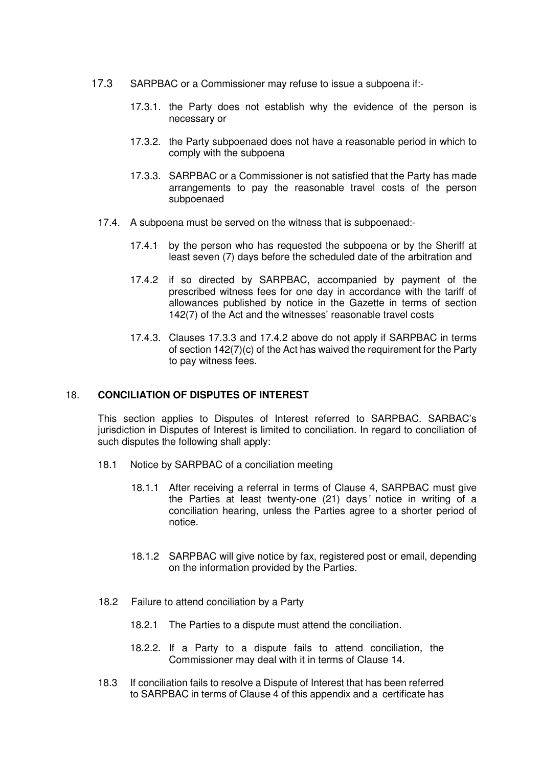17.3 SARPBAC or a Commissioner may refuse to issue a subpoena if:-

17.3.1. the Party does not establish why the evidence of the person is necessary or

17.3.2. the Party subpoenaed does not have a reasonable period in which to comply with the subpoena

17.3.3. SARPBAC or a Commissioner is not satisfied that the Party has made arrangements to pay the reasonable travel costs of the person subpoenaed

17.4. A subpoena must be served on the witness that is subpoenaed:-

17.4.1 by the person who has requested the subpoena or by the Sheriff at least seven (7) days before the scheduled date of the arbitration and

17.4.2 if so directed by SARPBAC, accompanied by payment of the prescribed witness fees for one day in accordance with the tariff of allowances published by notice in the Gazette in terms of section 142(7) of the Act and the witnesses' reasonable travel costs

17.4.3. Clauses 17.3.3 and 17.4.2 above do not apply if SARPBAC in terms of section 142(7)(c) of the Act has waived the requirement for the Party to pay witness fees.

## 18. CONCILIATION OF DISPUTES OF INTEREST

This section applies to Disputes of Interest referred to SARPBAC. SARBAC's jurisdiction in Disputes of Interest is limited to conciliation. In regard to conciliation of such disputes the following shall apply:

18.1 Notice by SARPBAC of a conciliation meeting

18.1.1 After receiving a referral in terms of Clause 4, SARPBAC must give the Parties at least twenty-one (21) days' notice in writing of a conciliation hearing, unless the Parties agree to a shorter period of notice.

18.1.2 SARPBAC will give notice by fax, registered post or email, depending on the information provided by the Parties.

18.2 Failure to attend conciliation by a Party

18.2.1 The Parties to a dispute must attend the conciliation.

18.2.2. If a Party to a dispute fails to attend conciliation, the Commissioner may deal with it in terms of Clause 14.

18.3 If conciliation fails to resolve a Dispute of Interest that has been referred to SARPBAC in terms of Clause 4 of this appendix and a certificate has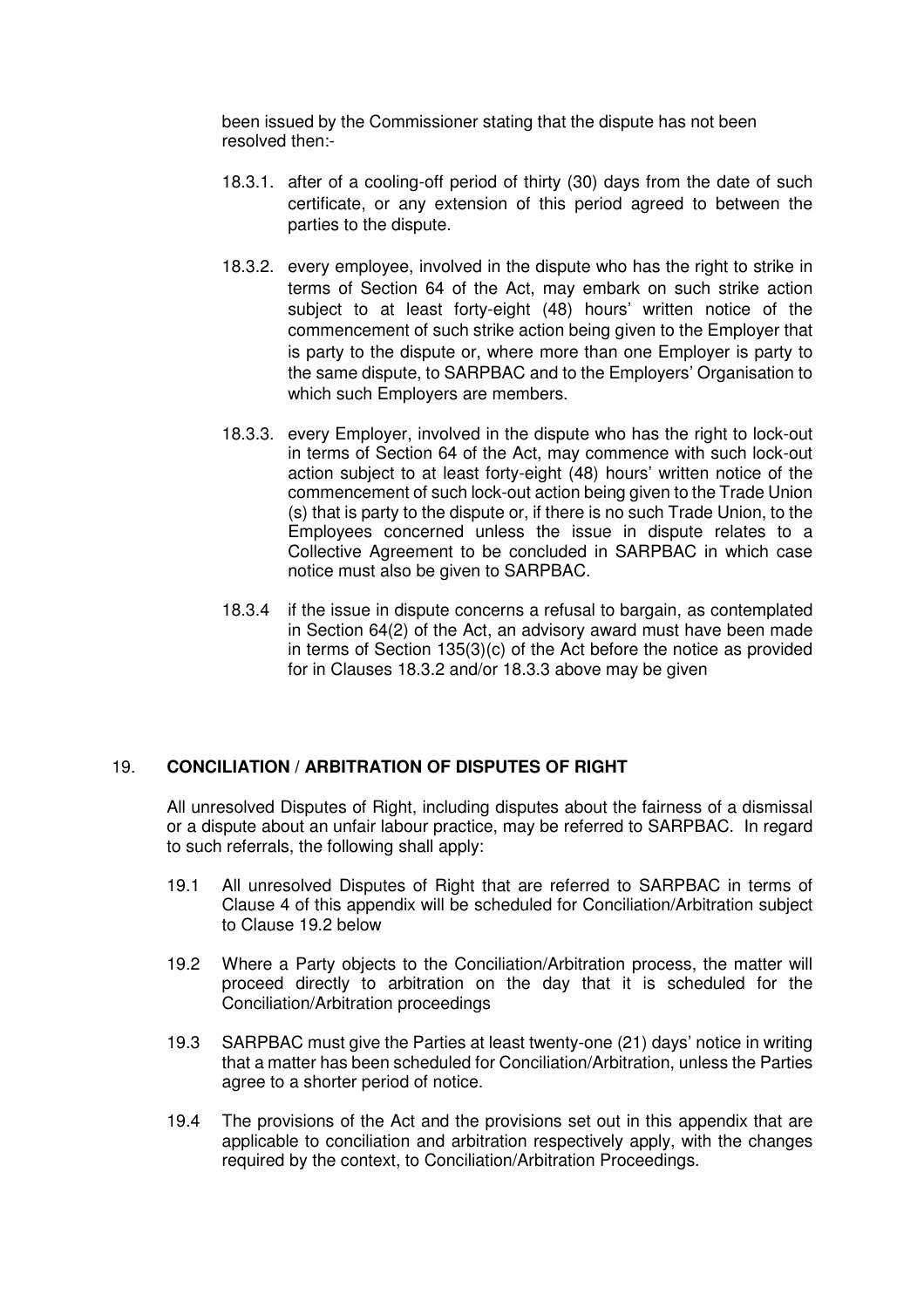been issued by the Commissioner stating that the dispute has not been resolved then:-

18.3.1. after of a cooling-off period of thirty (30) days from the date of such certificate, or any extension of this period agreed to between the parties to the dispute.

18.3.2. every employee, involved in the dispute who has the right to strike in terms of Section 64 of the Act, may embark on such strike action subject to at least forty-eight (48) hours' written notice of the commencement of such strike action being given to the Employer that is party to the dispute or, where more than one Employer is party to the same dispute, to SARPBAC and to the Employers' Organisation to which such Employers are members.

18.3.3. every Employer, involved in the dispute who has the right to lock-out in terms of Section 64 of the Act, may commence with such lock-out action subject to at least forty-eight (48) hours' written notice of the commencement of such lock-out action being given to the Trade Union (s) that is party to the dispute or, if there is no such Trade Union, to the Employees concerned unless the issue in dispute relates to a Collective Agreement to be concluded in SARPBAC in which case notice must also be given to SARPBAC.

18.3.4 if the issue in dispute concerns a refusal to bargain, as contemplated in Section 64(2) of the Act, an advisory award must have been made in terms of Section 135(3)(c) of the Act before the notice as provided for in Clauses 18.3.2 and/or 18.3.3 above may be given

## 19. CONCILIATION / ARBITRATION OF DISPUTES OF RIGHT

All unresolved Disputes of Right, including disputes about the fairness of a dismissal or a dispute about an unfair labour practice, may be referred to SARPBAC. In regard to such referrals, the following shall apply:

19.1 All unresolved Disputes of Right that are referred to SARPBAC in terms of Clause 4 of this appendix will be scheduled for Conciliation/Arbitration subject to Clause 19.2 below

19.2 Where a Party objects to the Conciliation/Arbitration process, the matter will proceed directly to arbitration on the day that it is scheduled for the Conciliation/Arbitration proceedings

19.3 SARPBAC must give the Parties at least twenty-one (21) days' notice in writing that a matter has been scheduled for Conciliation/Arbitration, unless the Parties agree to a shorter period of notice.

19.4 The provisions of the Act and the provisions set out in this appendix that are applicable to conciliation and arbitration respectively apply, with the changes required by the context, to Conciliation/Arbitration Proceedings.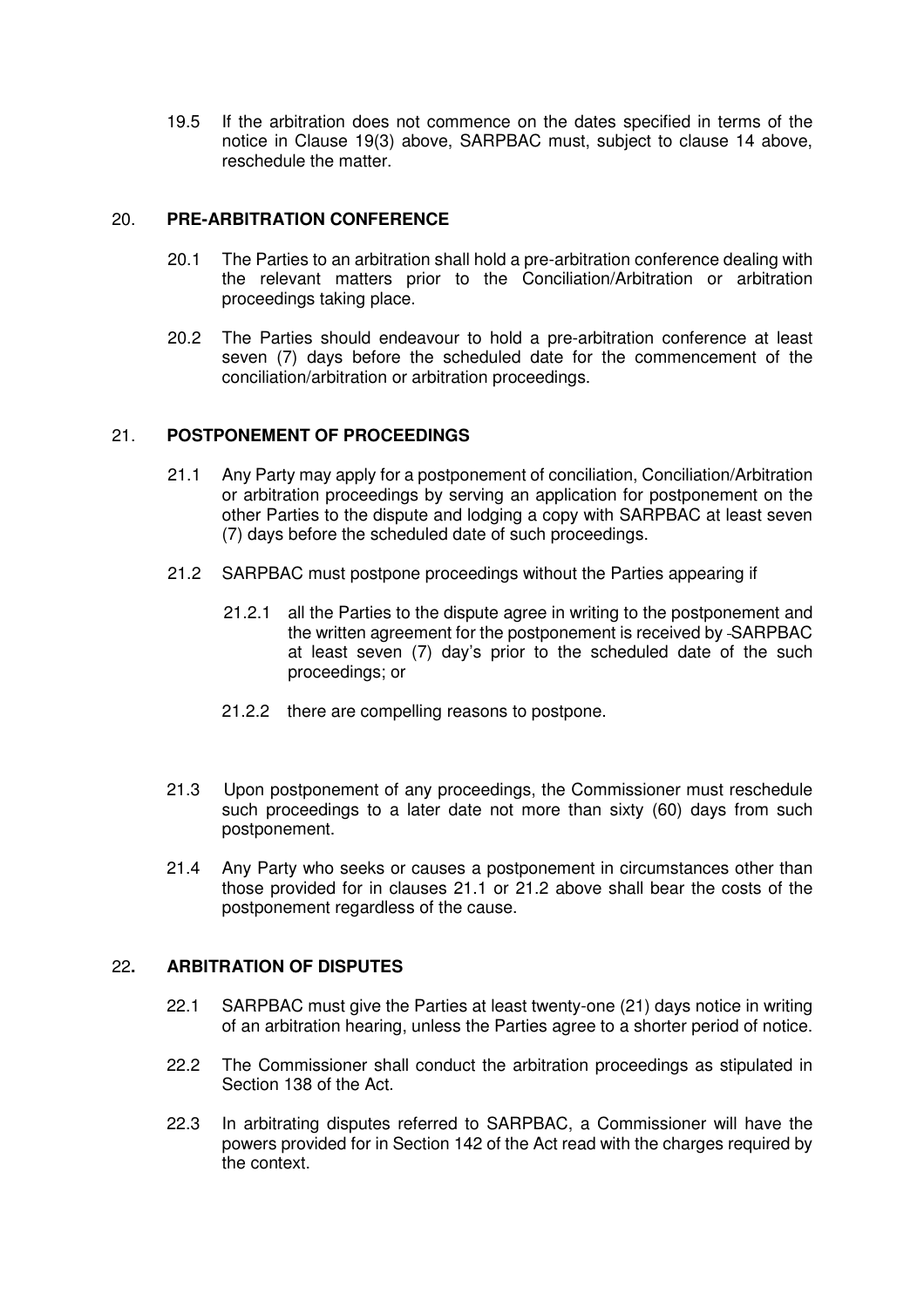19.5 If the arbitration does not commence on the dates specified in terms of the notice in Clause 19(3) above, SARPBAC must, subject to clause 14 above, reschedule the matter.

## 20. PRE-ARBITRATION CONFERENCE

20.1 The Parties to an arbitration shall hold a pre-arbitration conference dealing with the relevant matters prior to the Conciliation/Arbitration or arbitration proceedings taking place.

20.2 The Parties should endeavour to hold a pre-arbitration conference at least seven (7) days before the scheduled date for the commencement of the conciliation/arbitration or arbitration proceedings.

## 21. POSTPONEMENT OF PROCEEDINGS

21.1 Any Party may apply for a postponement of conciliation, Conciliation/Arbitration or arbitration proceedings by serving an application for postponement on the other Parties to the dispute and lodging a copy with SARPBAC at least seven (7) days before the scheduled date of such proceedings.

21.2 SARPBAC must postpone proceedings without the Parties appearing if

21.2.1 all the Parties to the dispute agree in writing to the postponement and the written agreement for the postponement is received by SARPBAC at least seven (7) day's prior to the scheduled date of the such proceedings; or

21.2.2 there are compelling reasons to postpone.

21.3 Upon postponement of any proceedings, the Commissioner must reschedule such proceedings to a later date not more than sixty (60) days from such postponement.

21.4 Any Party who seeks or causes a postponement in circumstances other than those provided for in clauses 21.1 or 21.2 above shall bear the costs of the postponement regardless of the cause.

## 22. ARBITRATION OF DISPUTES

22.1 SARPBAC must give the Parties at least twenty-one (21) days notice in writing of an arbitration hearing, unless the Parties agree to a shorter period of notice.

22.2 The Commissioner shall conduct the arbitration proceedings as stipulated in Section 138 of the Act.

22.3 In arbitrating disputes referred to SARPBAC, a Commissioner will have the powers provided for in Section 142 of the Act read with the charges required by the context.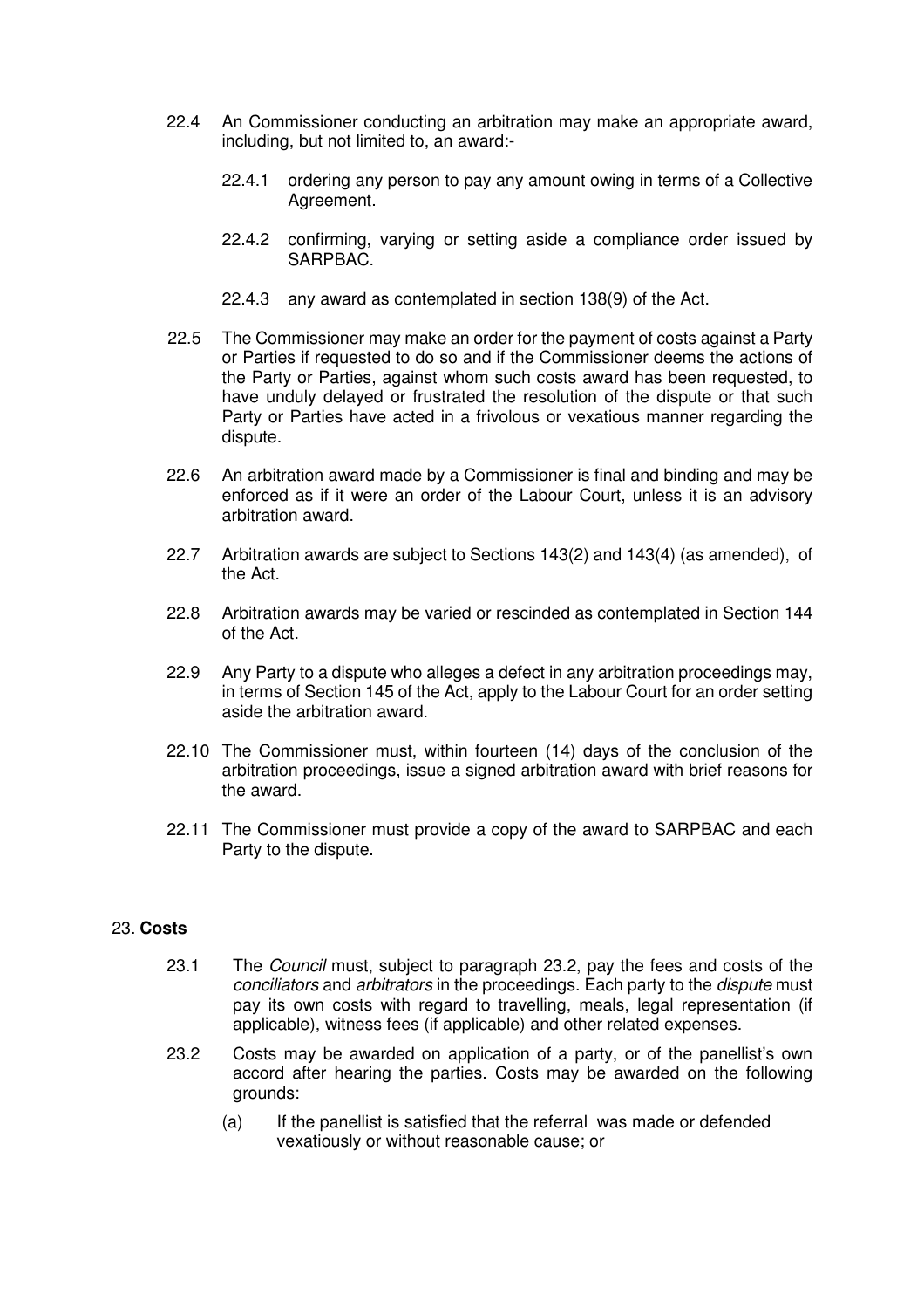22.4 An Commissioner conducting an arbitration may make an appropriate award, including, but not limited to, an award:-

22.4.1 ordering any person to pay any amount owing in terms of a Collective Agreement.

22.4.2 confirming, varying or setting aside a compliance order issued by SARPBAC.

22.4.3 any award as contemplated in section 138(9) of the Act.

22.5 The Commissioner may make an order for the payment of costs against a Party or Parties if requested to do so and if the Commissioner deems the actions of the Party or Parties, against whom such costs award has been requested, to have unduly delayed or frustrated the resolution of the dispute or that such Party or Parties have acted in a frivolous or vexatious manner regarding the dispute.

22.6 An arbitration award made by a Commissioner is final and binding and may be enforced as if it were an order of the Labour Court, unless it is an advisory arbitration award.

22.7 Arbitration awards are subject to Sections 143(2) and 143(4) (as amended), of the Act.

22.8 Arbitration awards may be varied or rescinded as contemplated in Section 144 of the Act.

22.9 Any Party to a dispute who alleges a defect in any arbitration proceedings may, in terms of Section 145 of the Act, apply to the Labour Court for an order setting aside the arbitration award.

22.10 The Commissioner must, within fourteen (14) days of the conclusion of the arbitration proceedings, issue a signed arbitration award with brief reasons for the award.

22.11 The Commissioner must provide a copy of the award to SARPBAC and each Party to the dispute.

## 23. **Costs**

23.1 The *Council* must, subject to paragraph 23.2, pay the fees and costs of the *conciliators* and *arbitrators* in the proceedings. Each party to the *dispute* must pay its own costs with regard to travelling, meals, legal representation (if applicable), witness fees (if applicable) and other related expenses.

23.2 Costs may be awarded on application of a party, or of the panellist's own accord after hearing the parties. Costs may be awarded on the following grounds:

(a) If the panellist is satisfied that the referral was made or defended vexatiously or without reasonable cause; or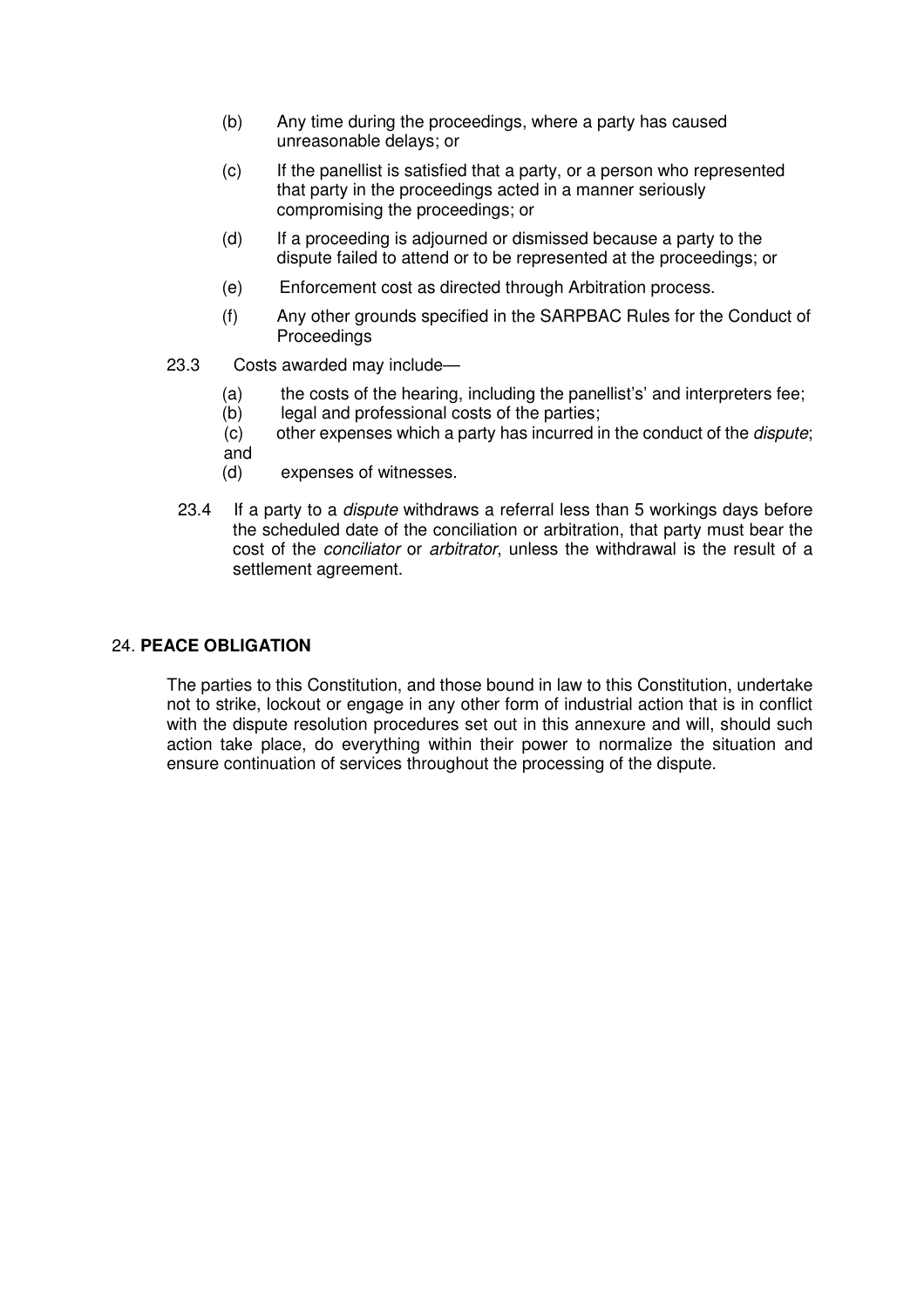(b) Any time during the proceedings, where a party has caused unreasonable delays; or

(c) If the panellist is satisfied that a party, or a person who represented that party in the proceedings acted in a manner seriously compromising the proceedings; or

(d) If a proceeding is adjourned or dismissed because a party to the dispute failed to attend or to be represented at the proceedings; or

(e) Enforcement cost as directed through Arbitration process.

(f) Any other grounds specified in the SARPBAC Rules for the Conduct of Proceedings

23.3 Costs awarded may include—

(a) the costs of the hearing, including the panellist's' and interpreters fee;
(b) legal and professional costs of the parties;
(c) other expenses which a party has incurred in the conduct of the *dispute*; and
(d) expenses of witnesses.

23.4 If a party to a *dispute* withdraws a referral less than 5 workings days before the scheduled date of the conciliation or arbitration, that party must bear the cost of the *conciliator* or *arbitrator*, unless the withdrawal is the result of a settlement agreement.

## 24. **PEACE OBLIGATION**

The parties to this Constitution, and those bound in law to this Constitution, undertake not to strike, lockout or engage in any other form of industrial action that is in conflict with the dispute resolution procedures set out in this annexure and will, should such action take place, do everything within their power to normalize the situation and ensure continuation of services throughout the processing of the dispute.